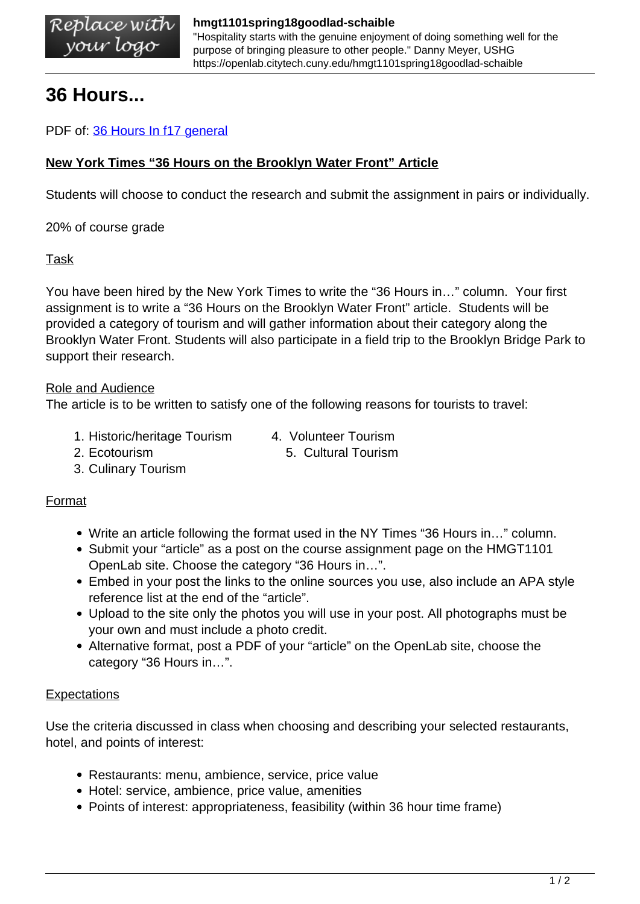# 36 Hours...

PDF of: 36 Hours In f17 general

**New York Times "36 Hours on the Brooklyn Water Front" Article**

Students will choose to conduct the research and submit the assignment in pairs or individually.

20% of course grade

Task

You have been hired by the New York Times to write the "36 Hours in…" column. Your first assignment is to write a "36 Hours on the Brooklyn Water Front" article. Students will be provided a category of tourism and will gather information about their category along the Brooklyn Water Front. Students will also participate in a field trip to the Brooklyn Bridge Park to support their research.

Role and Audience

The article is to be written to satisfy one of the following reasons for tourists to travel:

1. Historic/heritage Tourism
2. Ecotourism
3. Culinary Tourism
4. Volunteer Tourism
5. Cultural Tourism

Format

- Write an article following the format used in the NY Times "36 Hours in…" column.
- Submit your "article" as a post on the course assignment page on the HMGT1101 OpenLab site. Choose the category "36 Hours in…".
- Embed in your post the links to the online sources you use, also include an APA style reference list at the end of the "article".
- Upload to the site only the photos you will use in your post. All photographs must be your own and must include a photo credit.
- Alternative format, post a PDF of your "article" on the OpenLab site, choose the category "36 Hours in…".

Expectations

Use the criteria discussed in class when choosing and describing your selected restaurants, hotel, and points of interest:

- Restaurants: menu, ambience, service, price value
- Hotel: service, ambience, price value, amenities
- Points of interest: appropriateness, feasibility (within 36 hour time frame)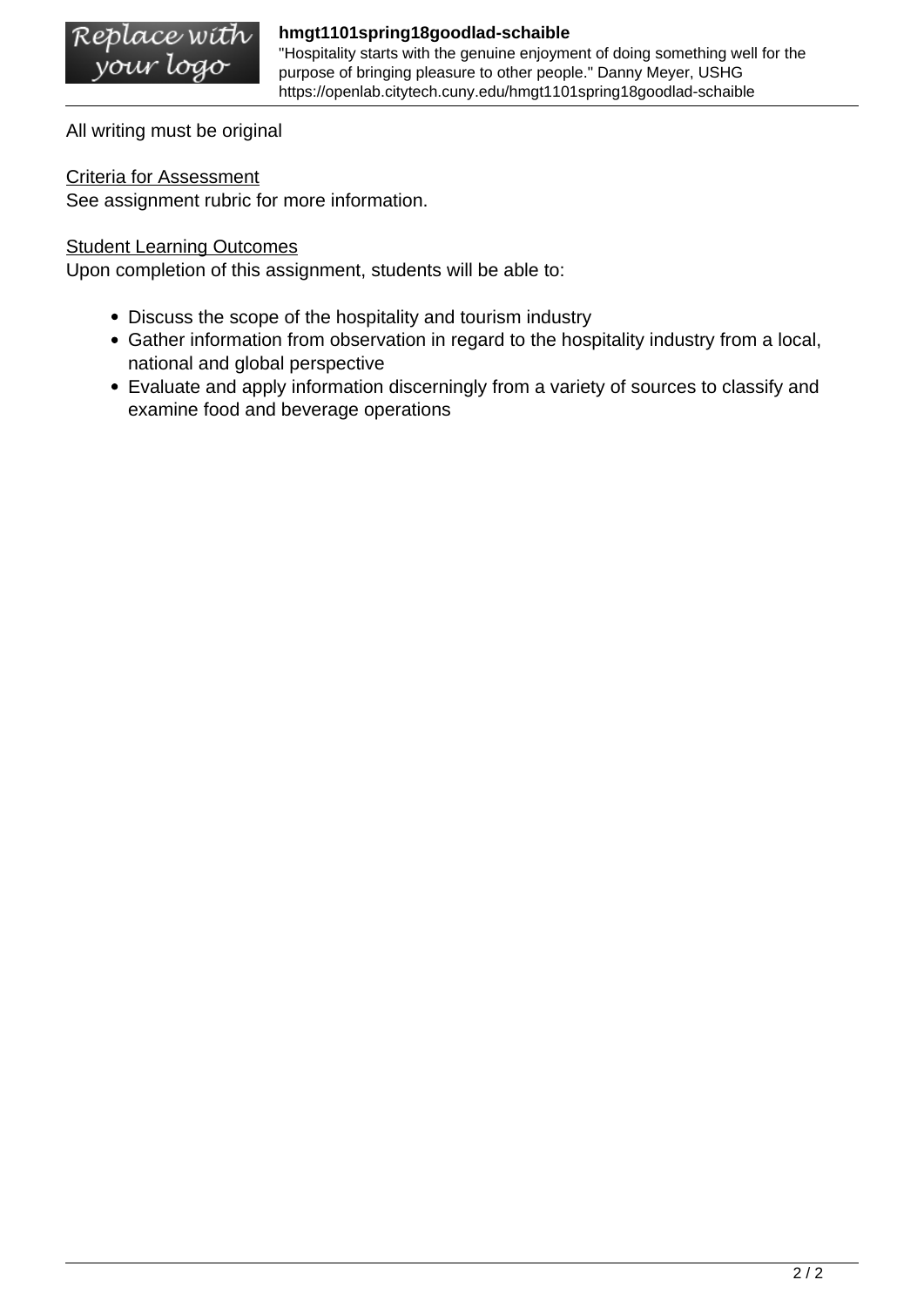All writing must be original

Criteria for Assessment
See assignment rubric for more information.

Student Learning Outcomes
Upon completion of this assignment, students will be able to:

- Discuss the scope of the hospitality and tourism industry
- Gather information from observation in regard to the hospitality industry from a local, national and global perspective
- Evaluate and apply information discerningly from a variety of sources to classify and examine food and beverage operations